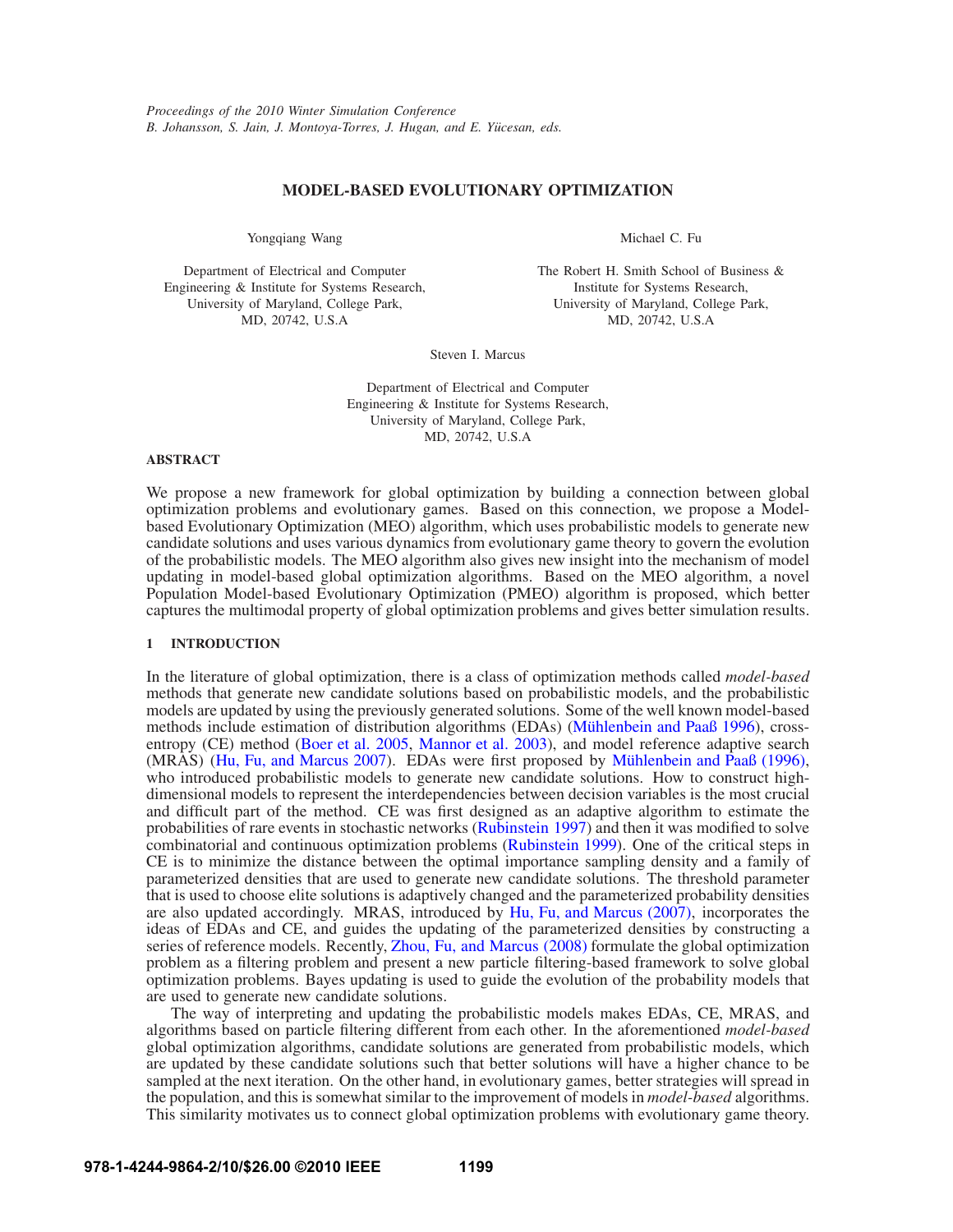Proceedings of the 2010 Winter Simulation Conference
B. Johansson, S. Jain, J. Montoya-Torres, J. Hugan, and E. Yücesan, eds.

# MODEL-BASED EVOLUTIONARY OPTIMIZATION

Yongqiang Wang

Department of Electrical and Computer Engineering & Institute for Systems Research, University of Maryland, College Park, MD, 20742, U.S.A

Michael C. Fu

The Robert H. Smith School of Business & Institute for Systems Research, University of Maryland, College Park, MD, 20742, U.S.A

Steven I. Marcus

Department of Electrical and Computer Engineering & Institute for Systems Research, University of Maryland, College Park, MD, 20742, U.S.A

## ABSTRACT

We propose a new framework for global optimization by building a connection between global optimization problems and evolutionary games. Based on this connection, we propose a Model-based Evolutionary Optimization (MEO) algorithm, which uses probabilistic models to generate new candidate solutions and uses various dynamics from evolutionary game theory to govern the evolution of the probabilistic models. The MEO algorithm also gives new insight into the mechanism of model updating in model-based global optimization algorithms. Based on the MEO algorithm, a novel Population Model-based Evolutionary Optimization (PMEO) algorithm is proposed, which better captures the multimodal property of global optimization problems and gives better simulation results.

## 1 INTRODUCTION

In the literature of global optimization, there is a class of optimization methods called *model-based* methods that generate new candidate solutions based on probabilistic models, and the probabilistic models are updated by using the previously generated solutions. Some of the well known model-based methods include estimation of distribution algorithms (EDAs) (Mühlenbein and Paaß 1996), cross-entropy (CE) method (Boer et al. 2005, Mannor et al. 2003), and model reference adaptive search (MRAS) (Hu, Fu, and Marcus 2007). EDAs were first proposed by Mühlenbein and Paaß (1996), who introduced probabilistic models to generate new candidate solutions. How to construct high-dimensional models to represent the interdependencies between decision variables is the most crucial and difficult part of the method. CE was first designed as an adaptive algorithm to estimate the probabilities of rare events in stochastic networks (Rubinstein 1997) and then it was modified to solve combinatorial and continuous optimization problems (Rubinstein 1999). One of the critical steps in CE is to minimize the distance between the optimal importance sampling density and a family of parameterized densities that are used to generate new candidate solutions. The threshold parameter that is used to choose elite solutions is adaptively changed and the parameterized probability densities are also updated accordingly. MRAS, introduced by Hu, Fu, and Marcus (2007), incorporates the ideas of EDAs and CE, and guides the updating of the parameterized densities by constructing a series of reference models. Recently, Zhou, Fu, and Marcus (2008) formulate the global optimization problem as a filtering problem and present a new particle filtering-based framework to solve global optimization problems. Bayes updating is used to guide the evolution of the probability models that are used to generate new candidate solutions.

The way of interpreting and updating the probabilistic models makes EDAs, CE, MRAS, and algorithms based on particle filtering different from each other. In the aforementioned *model-based* global optimization algorithms, candidate solutions are generated from probabilistic models, which are updated by these candidate solutions such that better solutions will have a higher chance to be sampled at the next iteration. On the other hand, in evolutionary games, better strategies will spread in the population, and this is somewhat similar to the improvement of models in *model-based* algorithms. This similarity motivates us to connect global optimization problems with evolutionary game theory.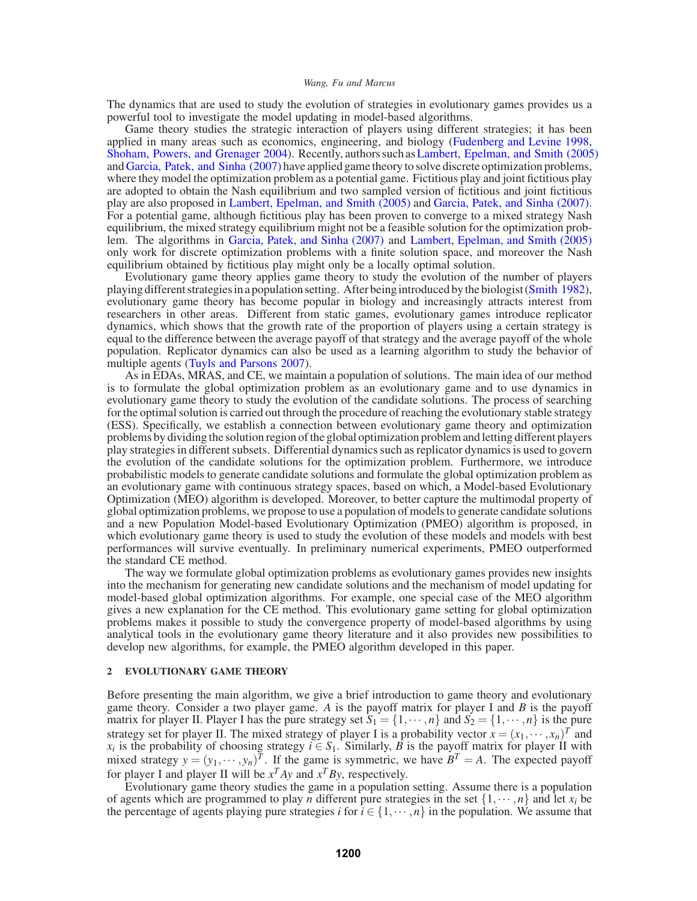The dynamics that are used to study the evolution of strategies in evolutionary games provides us a powerful tool to investigate the model updating in model-based algorithms.

Game theory studies the strategic interaction of players using different strategies; it has been applied in many areas such as economics, engineering, and biology (Fudenberg and Levine 1998, Shoham, Powers, and Grenager 2004). Recently, authors such as Lambert, Epelman, and Smith (2005) and Garcia, Patek, and Sinha (2007) have applied game theory to solve discrete optimization problems, where they model the optimization problem as a potential game. Fictitious play and joint fictitious play are adopted to obtain the Nash equilibrium and two sampled version of fictitious and joint fictitious play are also proposed in Lambert, Epelman, and Smith (2005) and Garcia, Patek, and Sinha (2007). For a potential game, although fictitious play has been proven to converge to a mixed strategy Nash equilibrium, the mixed strategy equilibrium might not be a feasible solution for the optimization problem. The algorithms in Garcia, Patek, and Sinha (2007) and Lambert, Epelman, and Smith (2005) only work for discrete optimization problems with a finite solution space, and moreover the Nash equilibrium obtained by fictitious play might only be a locally optimal solution.

Evolutionary game theory applies game theory to study the evolution of the number of players playing different strategies in a population setting. After being introduced by the biologist (Smith 1982), evolutionary game theory has become popular in biology and increasingly attracts interest from researchers in other areas. Different from static games, evolutionary games introduce replicator dynamics, which shows that the growth rate of the proportion of players using a certain strategy is equal to the difference between the average payoff of that strategy and the average payoff of the whole population. Replicator dynamics can also be used as a learning algorithm to study the behavior of multiple agents (Tuyls and Parsons 2007).

As in EDAs, MRAS, and CE, we maintain a population of solutions. The main idea of our method is to formulate the global optimization problem as an evolutionary game and to use dynamics in evolutionary game theory to study the evolution of the candidate solutions. The process of searching for the optimal solution is carried out through the procedure of reaching the evolutionary stable strategy (ESS). Specifically, we establish a connection between evolutionary game theory and optimization problems by dividing the solution region of the global optimization problem and letting different players play strategies in different subsets. Differential dynamics such as replicator dynamics is used to govern the evolution of the candidate solutions for the optimization problem. Furthermore, we introduce probabilistic models to generate candidate solutions and formulate the global optimization problem as an evolutionary game with continuous strategy spaces, based on which, a Model-based Evolutionary Optimization (MEO) algorithm is developed. Moreover, to better capture the multimodal property of global optimization problems, we propose to use a population of models to generate candidate solutions and a new Population Model-based Evolutionary Optimization (PMEO) algorithm is proposed, in which evolutionary game theory is used to study the evolution of these models and models with best performances will survive eventually. In preliminary numerical experiments, PMEO outperformed the standard CE method.

The way we formulate global optimization problems as evolutionary games provides new insights into the mechanism for generating new candidate solutions and the mechanism of model updating for model-based global optimization algorithms. For example, one special case of the MEO algorithm gives a new explanation for the CE method. This evolutionary game setting for global optimization problems makes it possible to study the convergence property of model-based algorithms by using analytical tools in the evolutionary game theory literature and it also provides new possibilities to develop new algorithms, for example, the PMEO algorithm developed in this paper.

## 2 EVOLUTIONARY GAME THEORY

Before presenting the main algorithm, we give a brief introduction to game theory and evolutionary game theory. Consider a two player game. $A$ is the payoff matrix for player I and $B$ is the payoff matrix for player II. Player I has the pure strategy set $S_1 = \{1, \cdots, n\}$ and $S_2 = \{1, \cdots, n\}$ is the pure strategy set for player II. The mixed strategy of player I is a probability vector $x = (x_1, \cdots, x_n)^T$ and $x_i$ is the probability of choosing strategy $i \in S_1$. Similarly, $B$ is the payoff matrix for player II with mixed strategy $y = (y_1, \cdots, y_n)^T$. If the game is symmetric, we have $B^T = A$. The expected payoff for player I and player II will be $x^T Ay$ and $x^T By$, respectively.

Evolutionary game theory studies the game in a population setting. Assume there is a population of agents which are programmed to play $n$ different pure strategies in the set $\{1, \cdots, n\}$ and let $x_i$ be the percentage of agents playing pure strategies $i$ for $i \in \{1, \cdots, n\}$ in the population. We assume that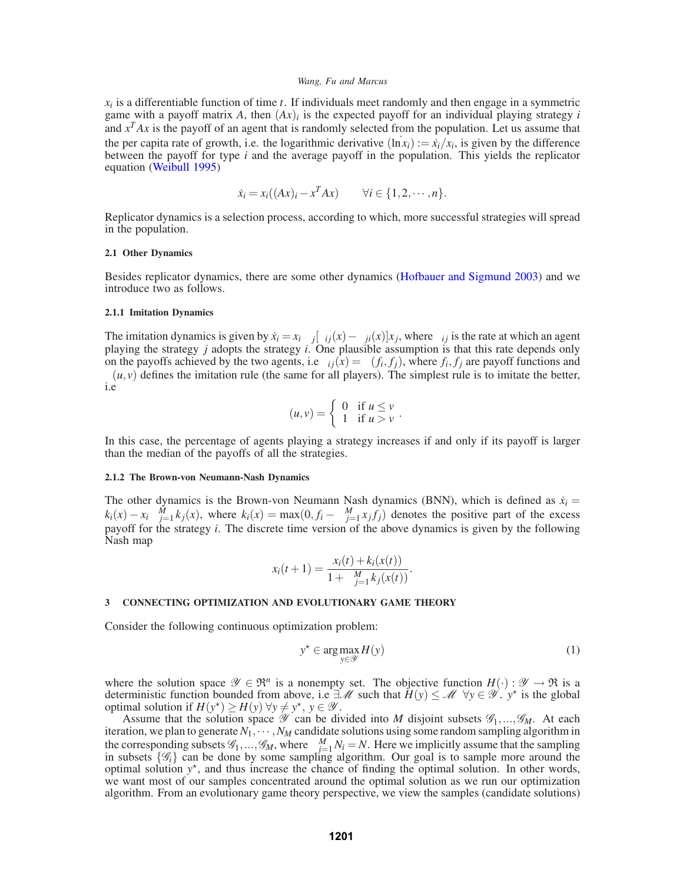$x_i$ is a differentiable function of time $t$. If individuals meet randomly and then engage in a symmetric game with a payoff matrix $A$, then $(Ax)_i$ is the expected payoff for an individual playing strategy $i$ and $x^T Ax$ is the payoff of an agent that is randomly selected from the population. Let us assume that the per capita rate of growth, i.e. the logarithmic derivative $(\dot{\ln x_i}) := \dot{x}_i / x_i$, is given by the difference between the payoff for type $i$ and the average payoff in the population. This yields the replicator equation (Weibull 1995)

$$\dot{x}_i = x_i((Ax)_i - x^T Ax) \qquad \forall i \in \{1, 2, \cdots, n\}.$$

Replicator dynamics is a selection process, according to which, more successful strategies will spread in the population.

### 2.1 Other Dynamics

Besides replicator dynamics, there are some other dynamics (Hofbauer and Sigmund 2003) and we introduce two as follows.

#### 2.1.1 Imitation Dynamics

The imitation dynamics is given by $\dot{x}_i = x_i \sum_j [\phi_{ij}(x) - \phi_{ji}(x)] x_j$, where $\phi_{ij}$ is the rate at which an agent playing the strategy $j$ adopts the strategy $i$. One plausible assumption is that this rate depends only on the payoffs achieved by the two agents, i.e $\phi_{ij}(x) = \Phi(f_i, f_j)$, where $f_i, f_j$ are payoff functions and $\Phi(u, v)$ defines the imitation rule (the same for all players). The simplest rule is to imitate the better, i.e

$$\Phi(u, v) = \begin{cases} 0 & \text{if } u \leq v \\ 1 & \text{if } u > v \end{cases}.$$

In this case, the percentage of agents playing a strategy increases if and only if its payoff is larger than the median of the payoffs of all the strategies.

#### 2.1.2 The Brown-von Neumann-Nash Dynamics

The other dynamics is the Brown-von Neumann Nash dynamics (BNN), which is defined as $\dot{x}_i = k_i(x) - x_i \sum_{j=1}^{M} k_j(x)$, where $k_i(x) = \max(0, f_i - \sum_{j=1}^{M} x_j f_j)$ denotes the positive part of the excess payoff for the strategy $i$. The discrete time version of the above dynamics is given by the following Nash map

$$x_i(t+1) = \frac{x_i(t) + k_i(x(t))}{1 + \sum_{j=1}^{M} k_j(x(t))}.$$

## 3 CONNECTING OPTIMIZATION AND EVOLUTIONARY GAME THEORY

Consider the following continuous optimization problem:

$$y^\star \in \arg\max_{y \in \mathscr{Y}} H(y) \tag{1}$$

where the solution space $\mathscr{Y} \in \Re^n$ is a nonempty set. The objective function $H(\cdot) : \mathscr{Y} \to \Re$ is a deterministic function bounded from above, i.e $\exists \mathscr{M}$ such that $H(y) \leq \mathscr{M} \;\; \forall y \in \mathscr{Y}$. $y^\star$ is the global optimal solution if $H(y^\star) \geq H(y) \; \forall y \neq y^\star, \; y \in \mathscr{Y}$.

Assume that the solution space $\mathscr{Y}$ can be divided into $M$ disjoint subsets $\mathscr{G}_1, ..., \mathscr{G}_M$. At each iteration, we plan to generate $N_1, \cdots, N_M$ candidate solutions using some random sampling algorithm in the corresponding subsets $\mathscr{G}_1, ..., \mathscr{G}_M$, where $\sum_{i=1}^{M} N_i = N$. Here we implicitly assume that the sampling in subsets $\{\mathscr{G}_i\}$ can be done by some sampling algorithm. Our goal is to sample more around the optimal solution $y^\star$, and thus increase the chance of finding the optimal solution. In other words, we want most of our samples concentrated around the optimal solution as we run our optimization algorithm. From an evolutionary game theory perspective, we view the samples (candidate solutions)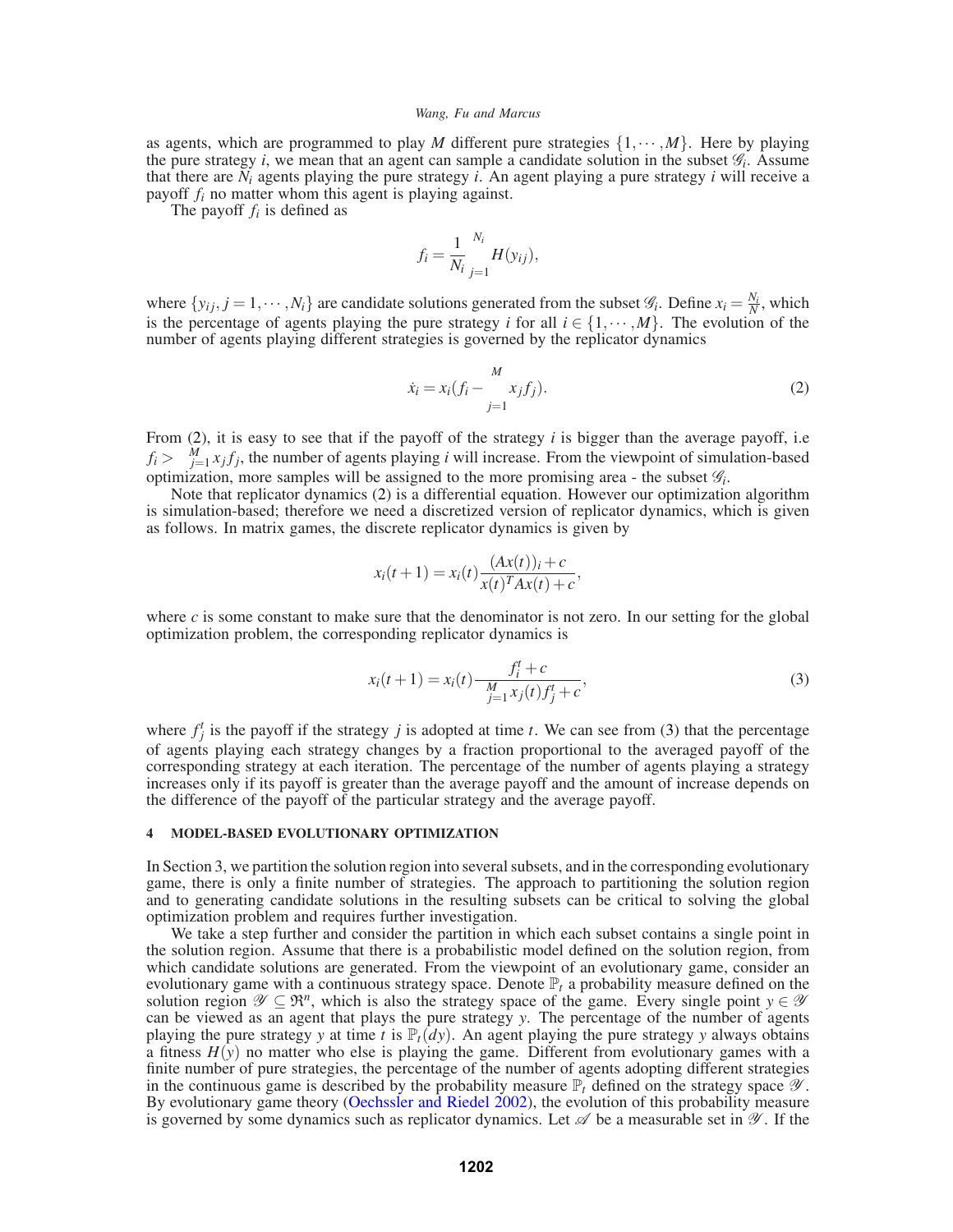as agents, which are programmed to play $M$ different pure strategies $\{1,\cdots,M\}$. Here by playing the pure strategy $i$, we mean that an agent can sample a candidate solution in the subset $\mathscr{G}_i$. Assume that there are $N_i$ agents playing the pure strategy $i$. An agent playing a pure strategy $i$ will receive a payoff $f_i$ no matter whom this agent is playing against.

The payoff $f_i$ is defined as

$$f_i = \frac{1}{N_i}\sum_{j=1}^{N_i} H(y_{ij}),$$

where $\{y_{ij}, j = 1,\cdots,N_i\}$ are candidate solutions generated from the subset $\mathscr{G}_i$. Define $x_i = \frac{N_i}{N}$, which is the percentage of agents playing the pure strategy $i$ for all $i \in \{1,\cdots,M\}$. The evolution of the number of agents playing different strategies is governed by the replicator dynamics

$$\dot{x}_i = x_i(f_i - \sum_{j=1}^{M} x_j f_j). \tag{2}$$

From (2), it is easy to see that if the payoff of the strategy $i$ is bigger than the average payoff, i.e $f_i > \sum_{j=1}^{M} x_j f_j$, the number of agents playing $i$ will increase. From the viewpoint of simulation-based optimization, more samples will be assigned to the more promising area - the subset $\mathscr{G}_i$.

Note that replicator dynamics (2) is a differential equation. However our optimization algorithm is simulation-based; therefore we need a discretized version of replicator dynamics, which is given as follows. In matrix games, the discrete replicator dynamics is given by

$$x_i(t+1) = x_i(t)\frac{(Ax(t))_i + c}{x(t)^T Ax(t) + c},$$

where $c$ is some constant to make sure that the denominator is not zero. In our setting for the global optimization problem, the corresponding replicator dynamics is

$$x_i(t+1) = x_i(t)\frac{f_i^t + c}{\sum_{j=1}^{M} x_j(t) f_j^t + c}, \tag{3}$$

where $f_j^t$ is the payoff if the strategy $j$ is adopted at time $t$. We can see from (3) that the percentage of agents playing each strategy changes by a fraction proportional to the averaged payoff of the corresponding strategy at each iteration. The percentage of the number of agents playing a strategy increases only if its payoff is greater than the average payoff and the amount of increase depends on the difference of the payoff of the particular strategy and the average payoff.

## 4 MODEL-BASED EVOLUTIONARY OPTIMIZATION

In Section 3, we partition the solution region into several subsets, and in the corresponding evolutionary game, there is only a finite number of strategies. The approach to partitioning the solution region and to generating candidate solutions in the resulting subsets can be critical to solving the global optimization problem and requires further investigation.

We take a step further and consider the partition in which each subset contains a single point in the solution region. Assume that there is a probabilistic model defined on the solution region, from which candidate solutions are generated. From the viewpoint of an evolutionary game, consider an evolutionary game with a continuous strategy space. Denote $\mathbb{P}_t$ a probability measure defined on the solution region $\mathscr{Y} \subseteq \Re^n$, which is also the strategy space of the game. Every single point $y \in \mathscr{Y}$ can be viewed as an agent that plays the pure strategy $y$. The percentage of the number of agents playing the pure strategy $y$ at time $t$ is $\mathbb{P}_t(dy)$. An agent playing the pure strategy $y$ always obtains a fitness $H(y)$ no matter who else is playing the game. Different from evolutionary games with a finite number of pure strategies, the percentage of the number of agents adopting different strategies in the continuous game is described by the probability measure $\mathbb{P}_t$ defined on the strategy space $\mathscr{Y}$. By evolutionary game theory (Oechssler and Riedel 2002), the evolution of this probability measure is governed by some dynamics such as replicator dynamics. Let $\mathscr{A}$ be a measurable set in $\mathscr{Y}$. If the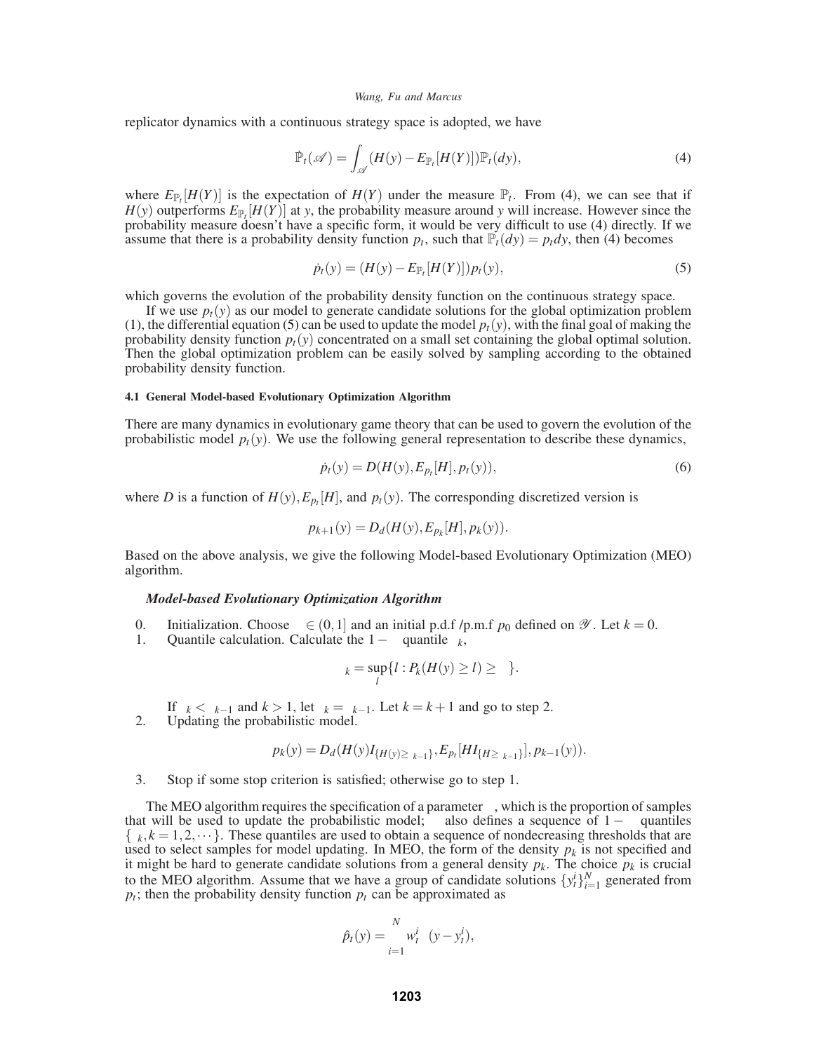replicator dynamics with a continuous strategy space is adopted, we have

$$\dot{\mathbb{P}}_t(\mathscr{A}) = \int_{\mathscr{A}} (H(y) - E_{\mathbb{P}_t}[H(Y)])\mathbb{P}_t(dy), \tag{4}$$

where $E_{\mathbb{P}_t}[H(Y)]$ is the expectation of $H(Y)$ under the measure $\mathbb{P}_t$. From (4), we can see that if $H(y)$ outperforms $E_{\mathbb{P}_t}[H(Y)]$ at $y$, the probability measure around $y$ will increase. However since the probability measure doesn't have a specific form, it would be very difficult to use (4) directly. If we assume that there is a probability density function $p_t$, such that $\mathbb{P}_t(dy) = p_t dy$, then (4) becomes

$$\dot{p}_t(y) = (H(y) - E_{\mathbb{P}_t}[H(Y)])p_t(y), \tag{5}$$

which governs the evolution of the probability density function on the continuous strategy space.

If we use $p_t(y)$ as our model to generate candidate solutions for the global optimization problem (1), the differential equation (5) can be used to update the model $p_t(y)$, with the final goal of making the probability density function $p_t(y)$ concentrated on a small set containing the global optimal solution. Then the global optimization problem can be easily solved by sampling according to the obtained probability density function.

#### 4.1 General Model-based Evolutionary Optimization Algorithm

There are many dynamics in evolutionary game theory that can be used to govern the evolution of the probabilistic model $p_t(y)$. We use the following general representation to describe these dynamics,

$$\dot{p}_t(y) = D(H(y), E_{p_t}[H], p_t(y)), \tag{6}$$

where $D$ is a function of $H(y), E_{p_t}[H]$, and $p_t(y)$. The corresponding discretized version is

$$p_{k+1}(y) = D_d(H(y), E_{p_k}[H], p_k(y)).$$

Based on the above analysis, we give the following Model-based Evolutionary Optimization (MEO) algorithm.

***Model-based Evolutionary Optimization Algorithm***

0. Initialization. Choose $\rho \in (0,1]$ and an initial p.d.f /p.m.f $p_0$ defined on $\mathscr{Y}$. Let $k = 0$.
1. Quantile calculation. Calculate the $1-\rho$ quantile $\gamma_k$,

   $$\gamma_k = \sup_l \{l : P_k(H(y) \geq l) \geq \rho\}.$$

   If $\gamma_k < \gamma_{k-1}$ and $k > 1$, let $\gamma_k = \gamma_{k-1}$. Let $k = k+1$ and go to step 2.
2. Updating the probabilistic model.

   $$p_k(y) = D_d(H(y)I_{\{H(y) \geq \gamma_{k-1}\}}, E_{p_t}[HI_{\{H \geq \gamma_{k-1}\}}], p_{k-1}(y)).$$

3. Stop if some stop criterion is satisfied; otherwise go to step 1.

The MEO algorithm requires the specification of a parameter $\rho$, which is the proportion of samples that will be used to update the probabilistic model; $\rho$ also defines a sequence of $1-\rho$ quantiles $\{\gamma_k, k = 1, 2, \cdots\}$. These quantiles are used to obtain a sequence of nondecreasing thresholds that are used to select samples for model updating. In MEO, the form of the density $p_k$ is not specified and it might be hard to generate candidate solutions from a general density $p_k$. The choice $p_k$ is crucial to the MEO algorithm. Assume that we have a group of candidate solutions $\{y_t^i\}_{i=1}^N$ generated from $p_t$; then the probability density function $p_t$ can be approximated as

$$\hat{p}_t(y) = \sum_{i=1}^{N} w_t^i \delta(y - y_t^i),$$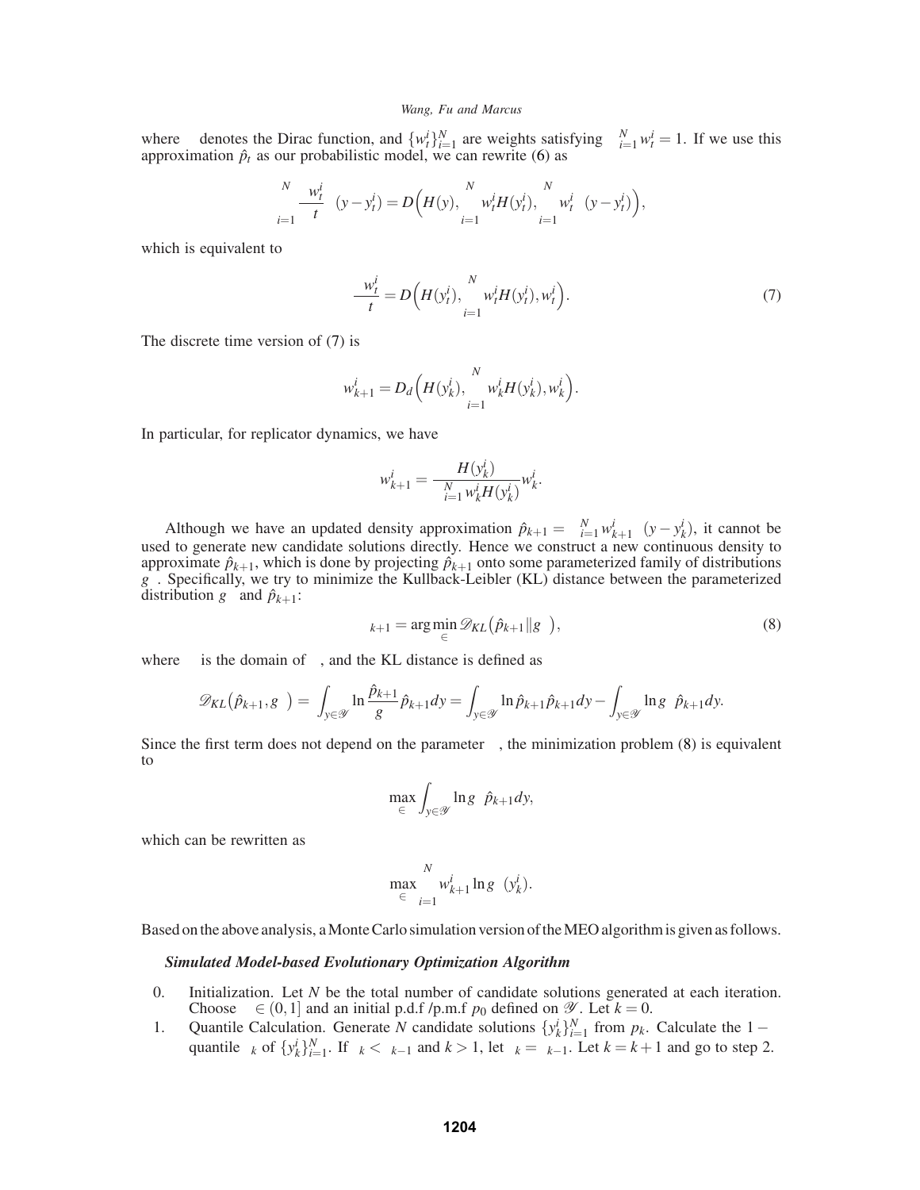where $\delta$ denotes the Dirac function, and $\{w_t^i\}_{i=1}^N$ are weights satisfying $\sum_{i=1}^N w_t^i = 1$. If we use this approximation $\hat{p}_t$ as our probabilistic model, we can rewrite (6) as

$$\sum_{i=1}^{N} \frac{\partial w_t^i}{\partial t} \delta(y - y_t^i) = D\Big(H(y), \sum_{i=1}^{N} w_t^i H(y_t^i), \sum_{i=1}^{N} w_t^i \delta(y - y_t^i)\Big),$$

which is equivalent to

$$\frac{\partial w_t^i}{\partial t} = D\Big(H(y_t^i), \sum_{i=1}^{N} w_t^i H(y_t^i), w_t^i\Big). \tag{7}$$

The discrete time version of (7) is

$$w_{k+1}^i = D_d\Big(H(y_k^i), \sum_{i=1}^{N} w_k^i H(y_k^i), w_k^i\Big).$$

In particular, for replicator dynamics, we have

$$w_{k+1}^i = \frac{H(y_k^i)}{\sum_{i=1}^{N} w_k^i H(y_k^i)} w_k^i.$$

Although we have an updated density approximation $\hat{p}_{k+1} = \sum_{i=1}^{N} w_{k+1}^i \delta(y - y_k^i)$, it cannot be used to generate new candidate solutions directly. Hence we construct a new continuous density to approximate $\hat{p}_{k+1}$, which is done by projecting $\hat{p}_{k+1}$ onto some parameterized family of distributions $g_\theta$. Specifically, we try to minimize the Kullback-Leibler (KL) distance between the parameterized distribution $g_\theta$ and $\hat{p}_{k+1}$:

$$\theta_{k+1} = \arg\min_{\theta \in \Theta} \mathscr{D}_{KL}\big(\hat{p}_{k+1} \| g_\theta\big), \tag{8}$$

where $\Theta$ is the domain of $\theta$, and the KL distance is defined as

$$\mathscr{D}_{KL}\big(\hat{p}_{k+1}, g_\theta\big) := \int_{y \in \mathscr{Y}} \ln \frac{\hat{p}_{k+1}}{g_\theta} \hat{p}_{k+1} dy = \int_{y \in \mathscr{Y}} \ln \hat{p}_{k+1} \hat{p}_{k+1} dy - \int_{y \in \mathscr{Y}} \ln g_\theta \hat{p}_{k+1} dy.$$

Since the first term does not depend on the parameter $\theta$, the minimization problem (8) is equivalent to

$$\max_{\theta \in \Theta} \int_{y \in \mathscr{Y}} \ln g_\theta \hat{p}_{k+1} dy,$$

which can be rewritten as

$$\max_{\theta \in \Theta} \sum_{i=1}^{N} w_{k+1}^i \ln g_\theta(y_k^i).$$

Based on the above analysis, a Monte Carlo simulation version of the MEO algorithm is given as follows.

***Simulated Model-based Evolutionary Optimization Algorithm***

0. Initialization. Let $N$ be the total number of candidate solutions generated at each iteration. Choose $\rho \in (0,1]$ and an initial p.d.f /p.m.f $p_0$ defined on $\mathscr{Y}$. Let $k = 0$.
1. Quantile Calculation. Generate $N$ candidate solutions $\{y_k^i\}_{i=1}^N$ from $p_k$. Calculate the $1-\rho$ quantile $\gamma_k$ of $\{y_k^i\}_{i=1}^N$. If $\gamma_k < \gamma_{k-1}$ and $k > 1$, let $\gamma_k = \gamma_{k-1}$. Let $k = k+1$ and go to step 2.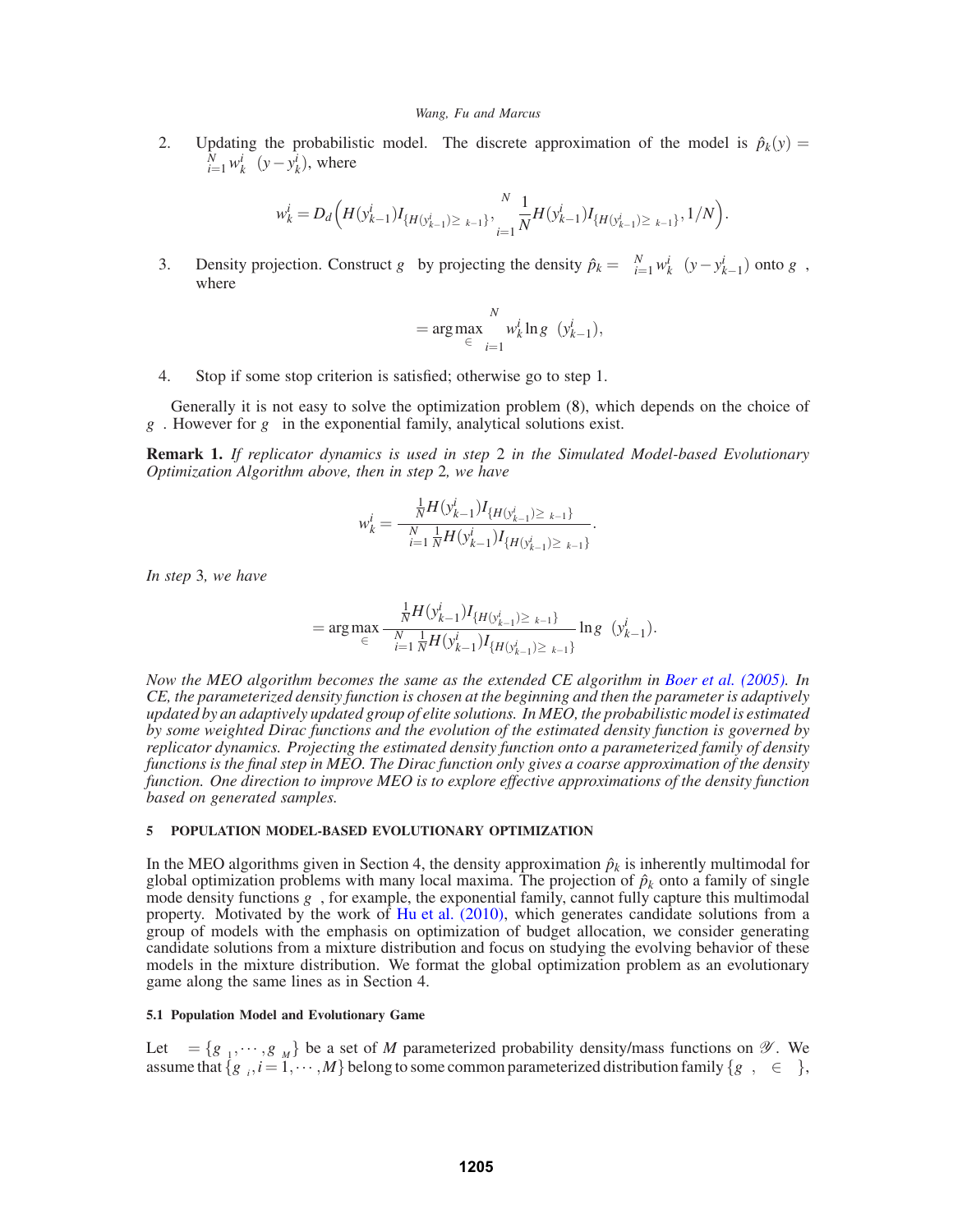2. Updating the probabilistic model. The discrete approximation of the model is $\hat{p}_k(y) = \sum_{i=1}^{N} w_k^i \delta(y - y_k^i)$, where

$$w_k^i = D_d\Big(H(y_{k-1}^i)I_{\{H(y_{k-1}^i)\geq\gamma_{k-1}\}}, \sum_{i=1}^{N}\frac{1}{N}H(y_{k-1}^i)I_{\{H(y_{k-1}^i)\geq\gamma_{k-1}\}}, 1/N\Big).$$

3. Density projection. Construct $g_{\theta_k}$ by projecting the density $\hat{p}_k = \sum_{i=1}^{N} w_k^i \delta(y - y_{k-1}^i)$ onto $g_\theta$, where

$$\theta_k = \arg\max_{\theta\in\Theta} \sum_{i=1}^{N} w_k^i \ln g_\theta(y_{k-1}^i),$$

4. Stop if some stop criterion is satisfied; otherwise go to step 1.

Generally it is not easy to solve the optimization problem (8), which depends on the choice of $g_\theta$. However for $g_\theta$ in the exponential family, analytical solutions exist.

**Remark 1.** *If replicator dynamics is used in step 2 in the Simulated Model-based Evolutionary Optimization Algorithm above, then in step 2, we have*

$$w_k^i = \frac{\frac{1}{N}H(y_{k-1}^i)I_{\{H(y_{k-1}^i)\geq\gamma_{k-1}\}}}{\sum_{i=1}^{N}\frac{1}{N}H(y_{k-1}^i)I_{\{H(y_{k-1}^i)\geq\gamma_{k-1}\}}}.$$

*In step 3, we have*

$$\theta_k = \arg\max_{\theta\in\Theta} \frac{\frac{1}{N}H(y_{k-1}^i)I_{\{H(y_{k-1}^i)\geq\gamma_{k-1}\}}}{\sum_{i=1}^{N}\frac{1}{N}H(y_{k-1}^i)I_{\{H(y_{k-1}^i)\geq\gamma_{k-1}\}}} \ln g_\theta(y_{k-1}^i).$$

*Now the MEO algorithm becomes the same as the extended CE algorithm in Boer et al. (2005). In CE, the parameterized density function is chosen at the beginning and then the parameter is adaptively updated by an adaptively updated group of elite solutions. In MEO, the probabilistic model is estimated by some weighted Dirac functions and the evolution of the estimated density function is governed by replicator dynamics. Projecting the estimated density function onto a parameterized family of density functions is the final step in MEO. The Dirac function only gives a coarse approximation of the density function. One direction to improve MEO is to explore effective approximations of the density function based on generated samples.*

## 5 POPULATION MODEL-BASED EVOLUTIONARY OPTIMIZATION

In the MEO algorithms given in Section 4, the density approximation $\hat{p}_k$ is inherently multimodal for global optimization problems with many local maxima. The projection of $\hat{p}_k$ onto a family of single mode density functions $g_\theta$, for example, the exponential family, cannot fully capture this multimodal property. Motivated by the work of Hu et al. (2010), which generates candidate solutions from a group of models with the emphasis on optimization of budget allocation, we consider generating candidate solutions from a mixture distribution and focus on studying the evolving behavior of these models in the mixture distribution. We format the global optimization problem as an evolutionary game along the same lines as in Section 4.

### 5.1 Population Model and Evolutionary Game

Let $\Phi = \{g_{\theta_1}, \cdots, g_{\theta_M}\}$ be a set of $M$ parameterized probability density/mass functions on $\mathscr{Y}$. We assume that $\{g_{\theta_i}, i = 1, \cdots, M\}$ belong to some common parameterized distribution family $\{g_\theta, \theta\in\Theta\}$,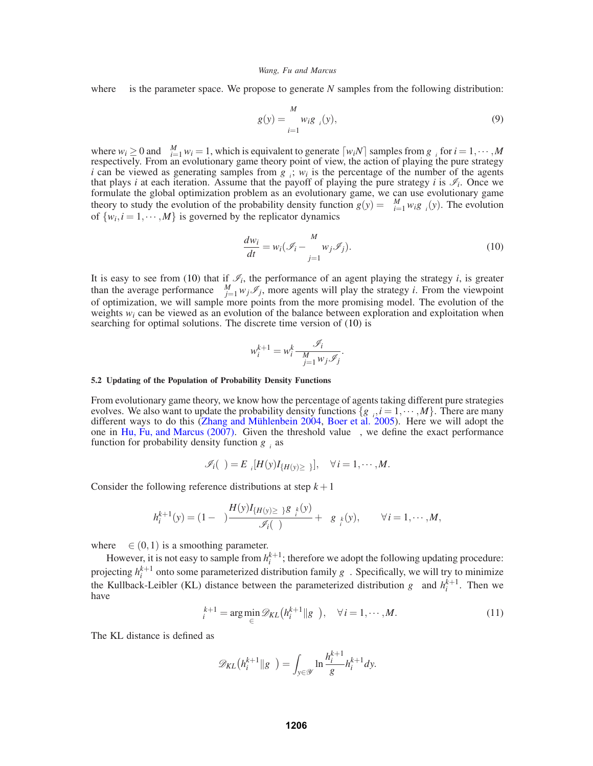where $\Theta$ is the parameter space. We propose to generate $N$ samples from the following distribution:

$$g(y) = \sum_{i=1}^{M} w_i g_{\theta_i}(y), \tag{9}$$

where $w_i \geq 0$ and $\sum_{i=1}^{M} w_i = 1$, which is equivalent to generate $\lceil w_i N \rceil$ samples from $g_{\theta_i}$ for $i = 1, \cdots, M$ respectively. From an evolutionary game theory point of view, the action of playing the pure strategy $i$ can be viewed as generating samples from $g_{\theta_i}$; $w_i$ is the percentage of the number of the agents that plays $i$ at each iteration. Assume that the payoff of playing the pure strategy $i$ is $\mathscr{I}_i$. Once we formulate the global optimization problem as an evolutionary game, we can use evolutionary game theory to study the evolution of the probability density function $g(y) = \sum_{i=1}^{M} w_i g_{\theta_i}(y)$. The evolution of $\{w_i, i = 1, \cdots, M\}$ is governed by the replicator dynamics

$$\frac{dw_i}{dt} = w_i(\mathscr{I}_i - \sum_{j=1}^{M} w_j \mathscr{I}_j). \tag{10}$$

It is easy to see from (10) that if $\mathscr{I}_i$, the performance of an agent playing the strategy $i$, is greater than the average performance $\sum_{j=1}^{M} w_j \mathscr{I}_j$, more agents will play the strategy $i$. From the viewpoint of optimization, we will sample more points from the more promising model. The evolution of the weights $w_i$ can be viewed as an evolution of the balance between exploration and exploitation when searching for optimal solutions. The discrete time version of (10) is

$$w_i^{k+1} = w_i^k \frac{\mathscr{I}_i}{\sum_{j=1}^{M} w_j \mathscr{I}_j}.$$

### 5.2 Updating of the Population of Probability Density Functions

From evolutionary game theory, we know how the percentage of agents taking different pure strategies evolves. We also want to update the probability density functions $\{g_{\theta_i}, i = 1, \cdots, M\}$. There are many different ways to do this (Zhang and Mühlenbein 2004, Boer et al. 2005). Here we will adopt the one in Hu, Fu, and Marcus (2007). Given the threshold value $\gamma$, we define the exact performance function for probability density function $g_{\theta_i}$ as

$$\mathscr{I}_i(\gamma) = E_{\theta_i}[H(y) I_{\{H(y) \geq \gamma\}}], \quad \forall i = 1, \cdots, M.$$

Consider the following reference distributions at step $k+1$

$$h_i^{k+1}(y) = (1 - \lambda) \frac{H(y) I_{\{H(y) \geq \gamma\}} g_{\theta_i^k}(y)}{\mathscr{I}_i(\gamma)} + \lambda g_{\theta_i^k}(y), \qquad \forall i = 1, \cdots, M,$$

where $\lambda \in (0,1)$ is a smoothing parameter.

However, it is not easy to sample from $h_i^{k+1}$; therefore we adopt the following updating procedure: projecting $h_i^{k+1}$ onto some parameterized distribution family $g_\theta$. Specifically, we will try to minimize the Kullback-Leibler (KL) distance between the parameterized distribution $g_\theta$ and $h_i^{k+1}$. Then we have

$$\theta_i^{k+1} = \arg\min_{\theta \in \Theta} \mathscr{D}_{KL}\left(h_i^{k+1} \| g_\theta\right), \quad \forall i = 1, \cdots, M. \tag{11}$$

The KL distance is defined as

$$\mathscr{D}_{KL}\left(h_i^{k+1} \| g_\theta\right) = \int_{y \in \mathscr{Y}} \ln \frac{h_i^{k+1}}{g_\theta} h_i^{k+1} dy.$$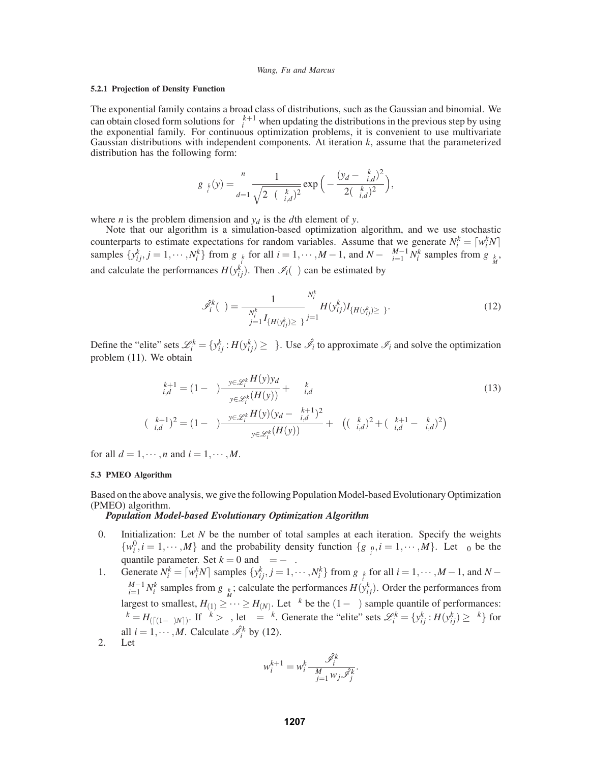#### 5.2.1 Projection of Density Function

The exponential family contains a broad class of distributions, such as the Gaussian and binomial. We can obtain closed form solutions for $\theta_i^{k+1}$ when updating the distributions in the previous step by using the exponential family. For continuous optimization problems, it is convenient to use multivariate Gaussian distributions with independent components. At iteration $k$, assume that the parameterized distribution has the following form:

$$g_{\theta_i^k}(y) = \prod_{d=1}^{n} \frac{1}{\sqrt{2\pi(\sigma_{i,d}^k)^2}} \exp\Big(-\frac{(y_d - \mu_{i,d}^k)^2}{2(\sigma_{i,d}^k)^2}\Big),$$

where $n$ is the problem dimension and $y_d$ is the $d$th element of $y$.

Note that our algorithm is a simulation-based optimization algorithm, and we use stochastic counterparts to estimate expectations for random variables. Assume that we generate $N_i^k = \lceil w_i^k N \rceil$ samples $\{y_{ij}^k, j = 1, \cdots, N_i^k\}$ from $g_{\theta_i^k}$ for all $i = 1, \cdots, M-1$, and $N - \sum_{i=1}^{M-1} N_i^k$ samples from $g_{\theta_M^k}$, and calculate the performances $H(y_{ij}^k)$. Then $\mathscr{I}_i(\gamma)$ can be estimated by

$$\hat{\mathscr{I}}_i^k(\gamma) = \frac{1}{\sum_{j=1}^{N_i^k} I_{\{H(y_{ij}^k) \geq \gamma\}}} \sum_{j=1}^{N_i^k} H(y_{ij}^k) I_{\{H(y_{ij}^k) \geq \gamma\}}. \tag{12}$$

Define the "elite" sets $\mathscr{L}_i^k = \{y_{ij}^k : H(y_{ij}^k) \geq \gamma\}$. Use $\hat{\mathscr{I}}_i$ to approximate $\mathscr{I}_i$ and solve the optimization problem (11). We obtain

$$\mu_{i,d}^{k+1} = (1-\alpha)\frac{\sum_{y \in \mathscr{L}_i^k} H(y) y_d}{\sum_{y \in \mathscr{L}_i^k}(H(y))} + \alpha \mu_{i,d}^k \tag{13}$$

$$(\sigma_{i,d}^{k+1})^2 = (1-\alpha)\frac{\sum_{y \in \mathscr{L}_i^k} H(y)(y_d - \mu_{i,d}^{k+1})^2}{\sum_{y \in \mathscr{L}_i^k}(H(y))} + \alpha\Big((\sigma_{i,d}^k)^2 + (\mu_{i,d}^{k+1} - \mu_{i,d}^k)^2\Big)$$

for all $d = 1, \cdots, n$ and $i = 1, \cdots, M$.

### 5.3 PMEO Algorithm

Based on the above analysis, we give the following Population Model-based Evolutionary Optimization (PMEO) algorithm.

***Population Model-based Evolutionary Optimization Algorithm***

0. Initialization: Let $N$ be the number of total samples at each iteration. Specify the weights $\{w_i^0, i = 1, \cdots, M\}$ and the probability density function $\{g_{\theta_i^0}, i = 1, \cdots, M\}$. Let $\rho_0$ be the quantile parameter. Set $k = 0$ and $\gamma = -\infty$.
1. Generate $N_i^k = \lceil w_i^k N \rceil$ samples $\{y_{ij}^k, j = 1, \cdots, N_i^k\}$ from $g_{\theta_i^k}$ for all $i = 1, \cdots, M-1$, and $N - \sum_{i=1}^{M-1} N_i^k$ samples from $g_{\theta_M^k}$; calculate the performances $H(y_{ij}^k)$. Order the performances from largest to smallest, $H_{(1)} \geq \cdots \geq H_{(N)}$. Let $\gamma^k$ be the $(1-\rho)$ sample quantile of performances: $\gamma^k = H_{(\lceil(1-\rho)N\rceil)}$. If $\gamma^k > \gamma$, let $\gamma = \gamma^k$. Generate the "elite" sets $\mathscr{L}_i^k = \{y_{ij}^k : H(y_{ij}^k) \geq \gamma^k\}$ for all $i = 1, \cdots, M$. Calculate $\hat{\mathscr{I}}_i^k$ by (12).
2. Let

$$w_i^{k+1} = w_i^k \frac{\hat{\mathscr{I}}_i^k}{\sum_{j=1}^{M} w_j \hat{\mathscr{I}}_j^k}.$$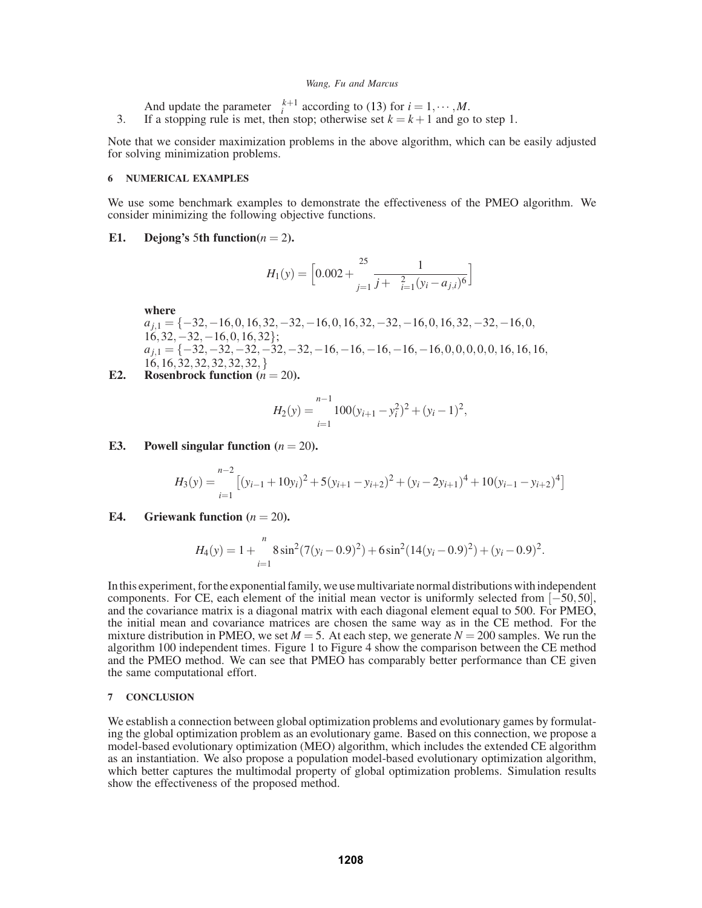And update the parameter $\theta_i^{k+1}$ according to (13) for $i = 1, \cdots, M$.

3. If a stopping rule is met, then stop; otherwise set $k = k+1$ and go to step 1.

Note that we consider maximization problems in the above algorithm, which can be easily adjusted for solving minimization problems.

## 6 NUMERICAL EXAMPLES

We use some benchmark examples to demonstrate the effectiveness of the PMEO algorithm. We consider minimizing the following objective functions.

**E1. Dejong's 5th function($n = 2$).**

$$H_1(y) = \Big[0.002 + \sum_{j=1}^{25} \frac{1}{j + \sum_{i=1}^{2}(y_i - a_{j,i})^6}\Big]$$

**where**
$a_{j,1} = \{-32, -16, 0, 16, 32, -32, -16, 0, 16, 32, -32, -16, 0, 16, 32, -32, -16, 0, 16, 32, -32, -16, 0, 16, 32\}$;
$a_{j,1} = \{-32, -32, -32, -32, -32, -16, -16, -16, -16, -16, 0, 0, 0, 0, 0, 16, 16, 16, 16, 16, 32, 32, 32, 32, 32, \}$

**E2. Rosenbrock function ($n = 20$).**

$$H_2(y) = \sum_{i=1}^{n-1} 100(y_{i+1} - y_i^2)^2 + (y_i - 1)^2,$$

**E3. Powell singular function ($n = 20$).**

$$H_3(y) = \sum_{i=1}^{n-2} \big[(y_{i-1} + 10y_i)^2 + 5(y_{i+1} - y_{i+2})^2 + (y_i - 2y_{i+1})^4 + 10(y_{i-1} - y_{i+2})^4\big]$$

**E4. Griewank function ($n = 20$).**

$$H_4(y) = 1 + \sum_{i=1}^{n} 8\sin^2(7(y_i - 0.9)^2) + 6\sin^2(14(y_i - 0.9)^2) + (y_i - 0.9)^2.$$

In this experiment, for the exponential family, we use multivariate normal distributions with independent components. For CE, each element of the initial mean vector is uniformly selected from $[-50, 50]$, and the covariance matrix is a diagonal matrix with each diagonal element equal to 500. For PMEO, the initial mean and covariance matrices are chosen the same way as in the CE method. For the mixture distribution in PMEO, we set $M = 5$. At each step, we generate $N = 200$ samples. We run the algorithm 100 independent times. Figure 1 to Figure 4 show the comparison between the CE method and the PMEO method. We can see that PMEO has comparably better performance than CE given the same computational effort.

## 7 CONCLUSION

We establish a connection between global optimization problems and evolutionary games by formulating the global optimization problem as an evolutionary game. Based on this connection, we propose a model-based evolutionary optimization (MEO) algorithm, which includes the extended CE algorithm as an instantiation. We also propose a population model-based evolutionary optimization algorithm, which better captures the multimodal property of global optimization problems. Simulation results show the effectiveness of the proposed method.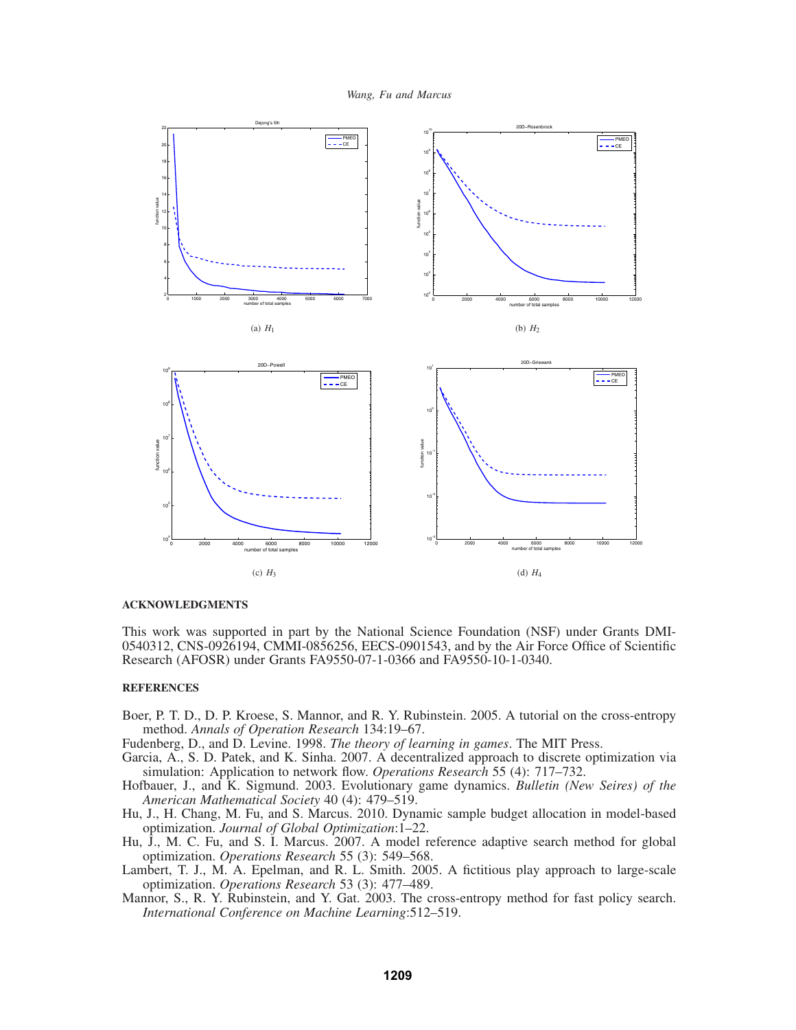(a) $H_1$

(b) $H_2$

(c) $H_3$

(d) $H_4$

## ACKNOWLEDGMENTS

This work was supported in part by the National Science Foundation (NSF) under Grants DMI-0540312, CNS-0926194, CMMI-0856256, EECS-0901543, and by the Air Force Office of Scientific Research (AFOSR) under Grants FA9550-07-1-0366 and FA9550-10-1-0340.

## REFERENCES

Boer, P. T. D., D. P. Kroese, S. Mannor, and R. Y. Rubinstein. 2005. A tutorial on the cross-entropy method. *Annals of Operation Research* 134:19–67.

Fudenberg, D., and D. Levine. 1998. *The theory of learning in games*. The MIT Press.

Garcia, A., S. D. Patek, and K. Sinha. 2007. A decentralized approach to discrete optimization via simulation: Application to network flow. *Operations Research* 55 (4): 717–732.

Hofbauer, J., and K. Sigmund. 2003. Evolutionary game dynamics. *Bulletin (New Seires) of the American Mathematical Society* 40 (4): 479–519.

Hu, J., H. Chang, M. Fu, and S. Marcus. 2010. Dynamic sample budget allocation in model-based optimization. *Journal of Global Optimization*:1–22.

Hu, J., M. C. Fu, and S. I. Marcus. 2007. A model reference adaptive search method for global optimization. *Operations Research* 55 (3): 549–568.

Lambert, T. J., M. A. Epelman, and R. L. Smith. 2005. A fictitious play approach to large-scale optimization. *Operations Research* 53 (3): 477–489.

Mannor, S., R. Y. Rubinstein, and Y. Gat. 2003. The cross-entropy method for fast policy search. *International Conference on Machine Learning*:512–519.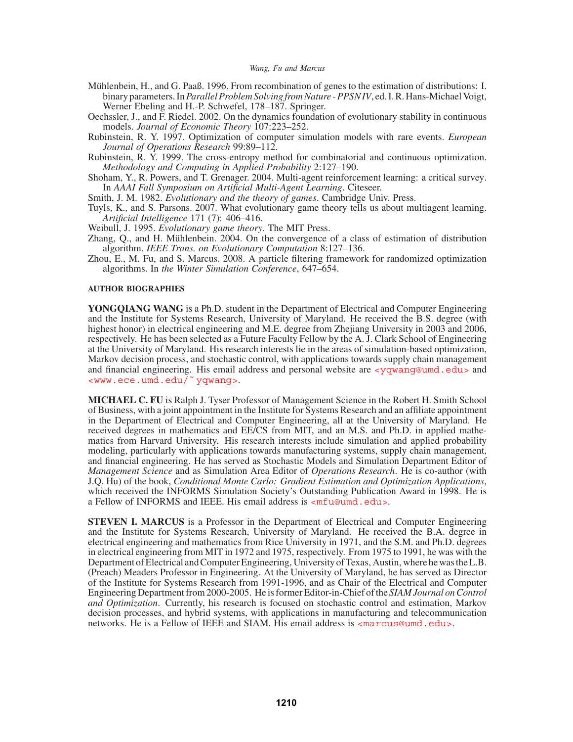Mühlenbein, H., and G. Paaß. 1996. From recombination of genes to the estimation of distributions: I. binary parameters. In *Parallel Problem Solving from Nature - PPSN IV*, ed. I. R. Hans-Michael Voigt, Werner Ebeling and H.-P. Schwefel, 178–187. Springer.

Oechssler, J., and F. Riedel. 2002. On the dynamics foundation of evolutionary stability in continuous models. *Journal of Economic Theory* 107:223–252.

Rubinstein, R. Y. 1997. Optimization of computer simulation models with rare events. *European Journal of Operations Research* 99:89–112.

Rubinstein, R. Y. 1999. The cross-entropy method for combinatorial and continuous optimization. *Methodology and Computing in Applied Probability* 2:127–190.

Shoham, Y., R. Powers, and T. Grenager. 2004. Multi-agent reinforcement learning: a critical survey. In *AAAI Fall Symposium on Artificial Multi-Agent Learning*. Citeseer.

Smith, J. M. 1982. *Evolutionary and the theory of games*. Cambridge Univ. Press.

Tuyls, K., and S. Parsons. 2007. What evolutionary game theory tells us about multiagent learning. *Artificial Intelligence* 171 (7): 406–416.

Weibull, J. 1995. *Evolutionary game theory*. The MIT Press.

Zhang, Q., and H. Mühlenbein. 2004. On the convergence of a class of estimation of distribution algorithm. *IEEE Trans. on Evolutionary Computation* 8:127–136.

Zhou, E., M. Fu, and S. Marcus. 2008. A particle filtering framework for randomized optimization algorithms. In *the Winter Simulation Conference*, 647–654.

## AUTHOR BIOGRAPHIES

**YONGQIANG WANG** is a Ph.D. student in the Department of Electrical and Computer Engineering and the Institute for Systems Research, University of Maryland. He received the B.S. degree (with highest honor) in electrical engineering and M.E. degree from Zhejiang University in 2003 and 2006, respectively. He has been selected as a Future Faculty Fellow by the A. J. Clark School of Engineering at the University of Maryland. His research interests lie in the areas of simulation-based optimization, Markov decision process, and stochastic control, with applications towards supply chain management and financial engineering. His email address and personal website are <yqwang@umd.edu> and <www.ece.umd.edu/~yqwang>.

**MICHAEL C. FU** is Ralph J. Tyser Professor of Management Science in the Robert H. Smith School of Business, with a joint appointment in the Institute for Systems Research and an affiliate appointment in the Department of Electrical and Computer Engineering, all at the University of Maryland. He received degrees in mathematics and EE/CS from MIT, and an M.S. and Ph.D. in applied mathematics from Harvard University. His research interests include simulation and applied probability modeling, particularly with applications towards manufacturing systems, supply chain management, and financial engineering. He has served as Stochastic Models and Simulation Department Editor of *Management Science* and as Simulation Area Editor of *Operations Research*. He is co-author (with J.Q. Hu) of the book, *Conditional Monte Carlo: Gradient Estimation and Optimization Applications*, which received the INFORMS Simulation Society's Outstanding Publication Award in 1998. He is a Fellow of INFORMS and IEEE. His email address is <mfu@umd.edu>.

**STEVEN I. MARCUS** is a Professor in the Department of Electrical and Computer Engineering and the Institute for Systems Research, University of Maryland. He received the B.A. degree in electrical engineering and mathematics from Rice University in 1971, and the S.M. and Ph.D. degrees in electrical engineering from MIT in 1972 and 1975, respectively. From 1975 to 1991, he was with the Department of Electrical and Computer Engineering, University of Texas, Austin, where he was the L.B. (Preach) Meaders Professor in Engineering. At the University of Maryland, he has served as Director of the Institute for Systems Research from 1991-1996, and as Chair of the Electrical and Computer Engineering Department from 2000-2005. He is former Editor-in-Chief of the *SIAM Journal on Control and Optimization*. Currently, his research is focused on stochastic control and estimation, Markov decision processes, and hybrid systems, with applications in manufacturing and telecommunication networks. He is a Fellow of IEEE and SIAM. His email address is <marcus@umd.edu>.